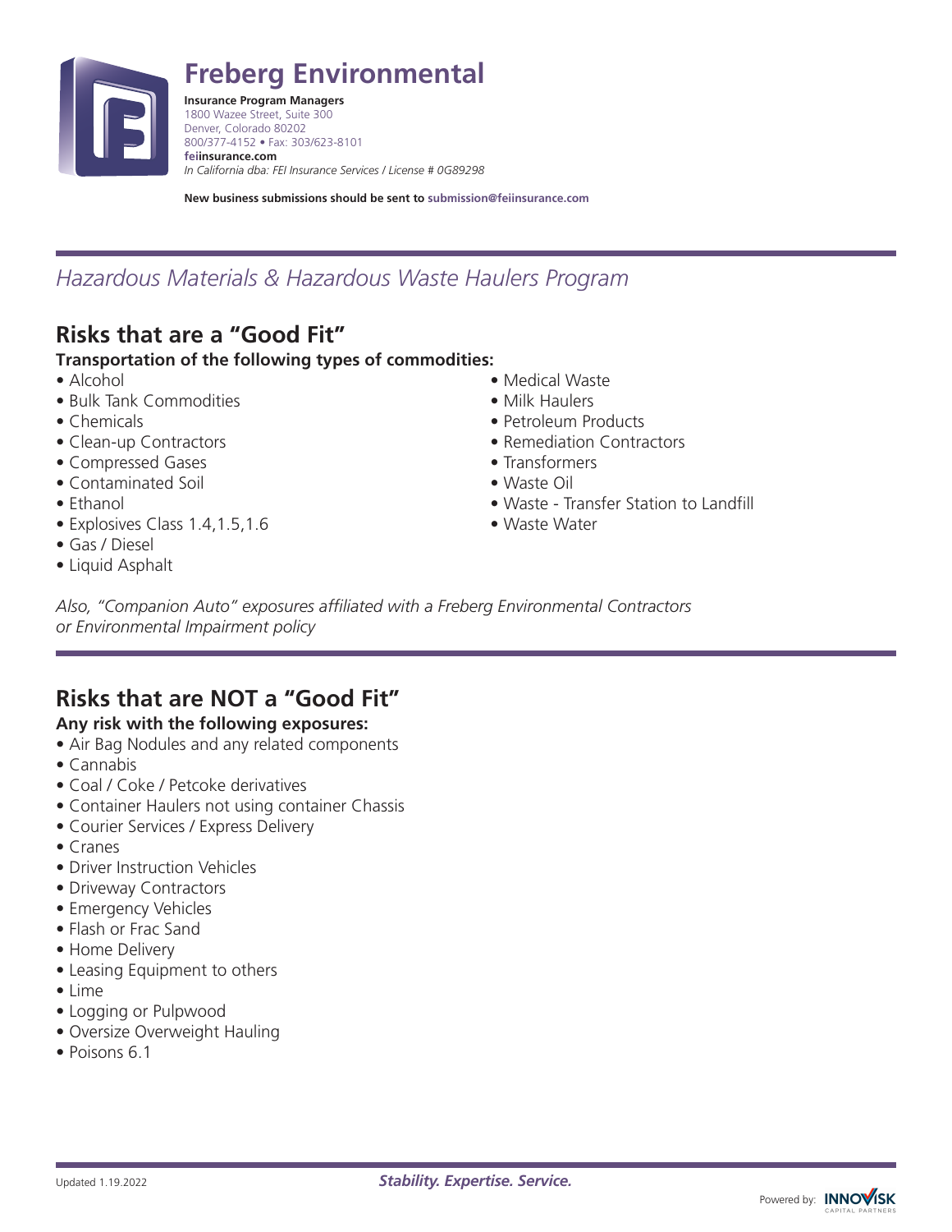# Freberg Environmental

**Insurance Program Managers**
1800 Wazee Street, Suite 300
Denver, Colorado 80202
800/377-4152 • Fax: 303/623-8101
**feiinsurance.com**
*In California dba: FEI Insurance Services / License # 0G89298*

**New business submissions should be sent to submission@feiinsurance.com**

## *Hazardous Materials & Hazardous Waste Haulers Program*

## Risks that are a "Good Fit"

**Transportation of the following types of commodities:**

- Alcohol
- Bulk Tank Commodities
- Chemicals
- Clean-up Contractors
- Compressed Gases
- Contaminated Soil
- Ethanol
- Explosives Class 1.4,1.5,1.6
- Gas / Diesel
- Liquid Asphalt
- Medical Waste
- Milk Haulers
- Petroleum Products
- Remediation Contractors
- Transformers
- Waste Oil
- Waste - Transfer Station to Landfill
- Waste Water

*Also, "Companion Auto" exposures affiliated with a Freberg Environmental Contractors or Environmental Impairment policy*

## Risks that are NOT a "Good Fit"

**Any risk with the following exposures:**

- Air Bag Nodules and any related components
- Cannabis
- Coal / Coke / Petcoke derivatives
- Container Haulers not using container Chassis
- Courier Services / Express Delivery
- Cranes
- Driver Instruction Vehicles
- Driveway Contractors
- Emergency Vehicles
- Flash or Frac Sand
- Home Delivery
- Leasing Equipment to others
- Lime
- Logging or Pulpwood
- Oversize Overweight Hauling
- Poisons 6.1

Updated 1.19.2022

***Stability. Expertise. Service.***

Powered by: INNOVISK CAPITAL PARTNERS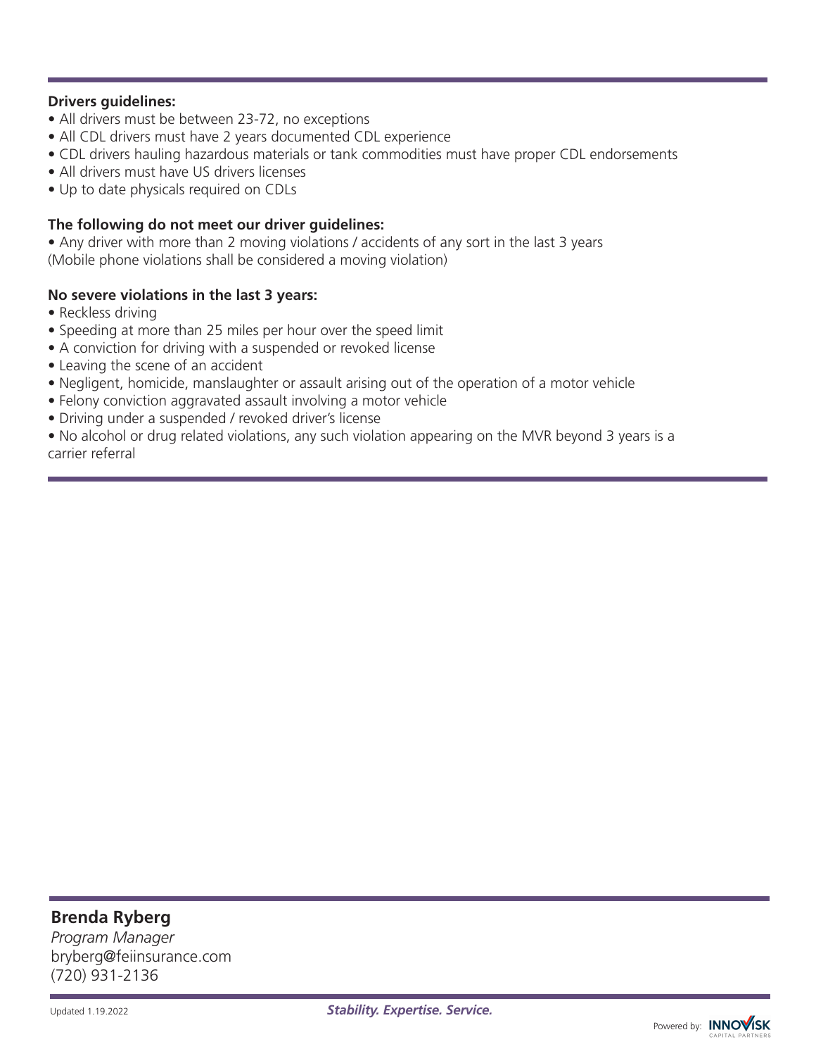**Drivers guidelines:**

- All drivers must be between 23-72, no exceptions
- All CDL drivers must have 2 years documented CDL experience
- CDL drivers hauling hazardous materials or tank commodities must have proper CDL endorsements
- All drivers must have US drivers licenses
- Up to date physicals required on CDLs

**The following do not meet our driver guidelines:**

- Any driver with more than 2 moving violations / accidents of any sort in the last 3 years

(Mobile phone violations shall be considered a moving violation)

**No severe violations in the last 3 years:**

- Reckless driving
- Speeding at more than 25 miles per hour over the speed limit
- A conviction for driving with a suspended or revoked license
- Leaving the scene of an accident
- Negligent, homicide, manslaughter or assault arising out of the operation of a motor vehicle
- Felony conviction aggravated assault involving a motor vehicle
- Driving under a suspended / revoked driver's license
- No alcohol or drug related violations, any such violation appearing on the MVR beyond 3 years is a carrier referral

**Brenda Ryberg**

*Program Manager*

bryberg@feiinsurance.com

(720) 931-2136

Updated 1.19.2022

***Stability. Expertise. Service.***

Powered by: INNOVISK CAPITAL PARTNERS